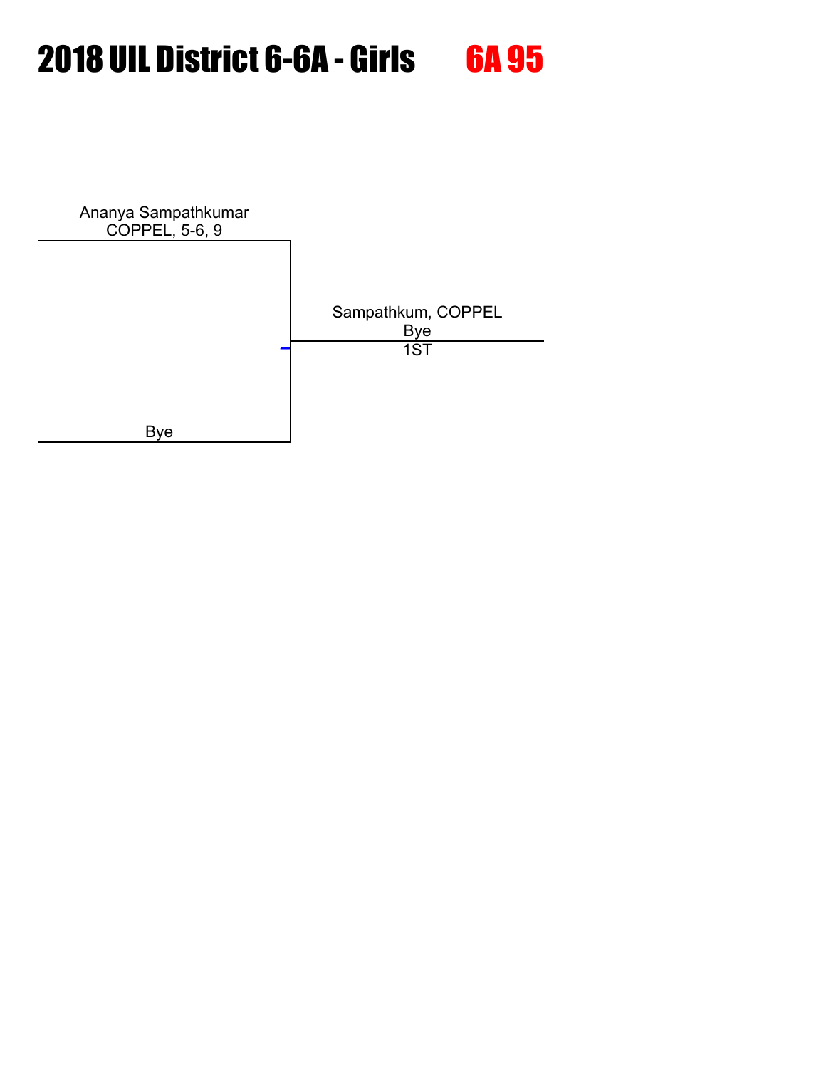# 2018 UIL District 6-6A - Girls 6A 95

Ananya Sampathkumar
COPPEL, 5-6, 9

Bye

Sampathkum, COPPEL
Bye
1ST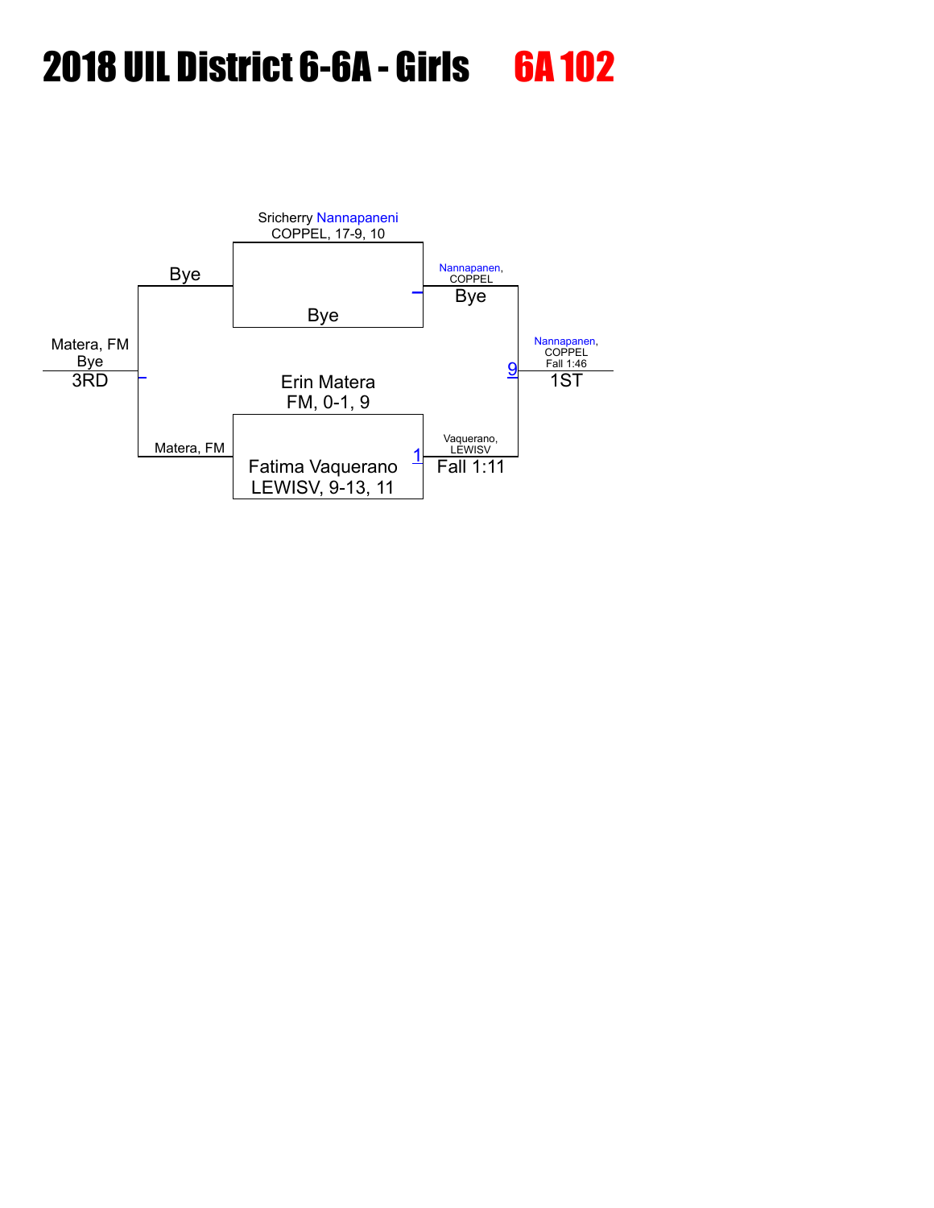# 2018 UIL District 6-6A - Girls 6A 102

Sricherry Nannapaneni
COPPEL, 17-9, 10

Bye

Nannapanen, COPPEL
Bye

Erin Matera
FM, 0-1, 9

Fatima Vaquerano
LEWISV, 9-13, 11

1

Vaquerano, LEWISV
Fall 1:11

9

Nannapanen, COPPEL
Fall 1:46
1ST

Bye

Matera, FM

Matera, FM
Bye
3RD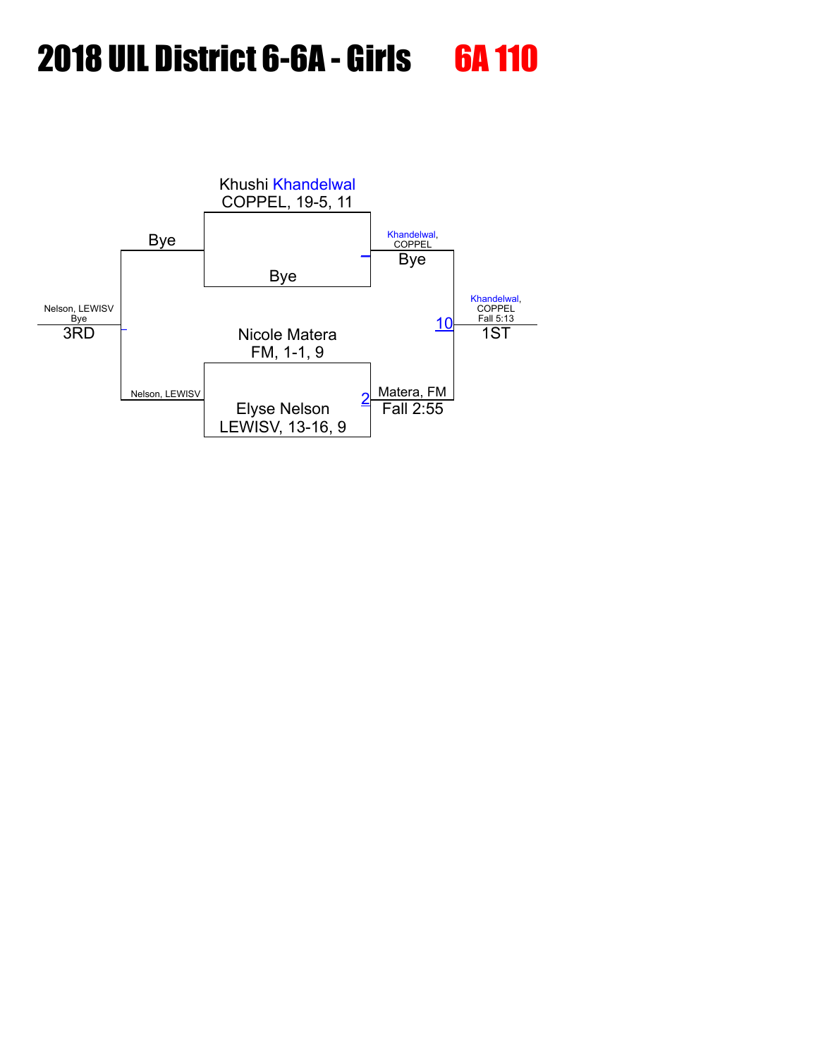# 2018 UIL District 6-6A - Girls 6A 110

**Championship Bracket**

- Khushi Khandelwal, COPPEL, 19-5, 11
- Bye

Khandelwal, COPPEL — Bye

- Nicole Matera, FM, 1-1, 9
- Elyse Nelson, LEWISV, 13-16, 9

Match 2: Matera, FM — Fall 2:55

Match 10: Khandelwal, COPPEL — Fall 5:13 — 1ST

**Consolation**

- Bye
- Nelson, LEWISV

Nelson, LEWISV — Bye — 3RD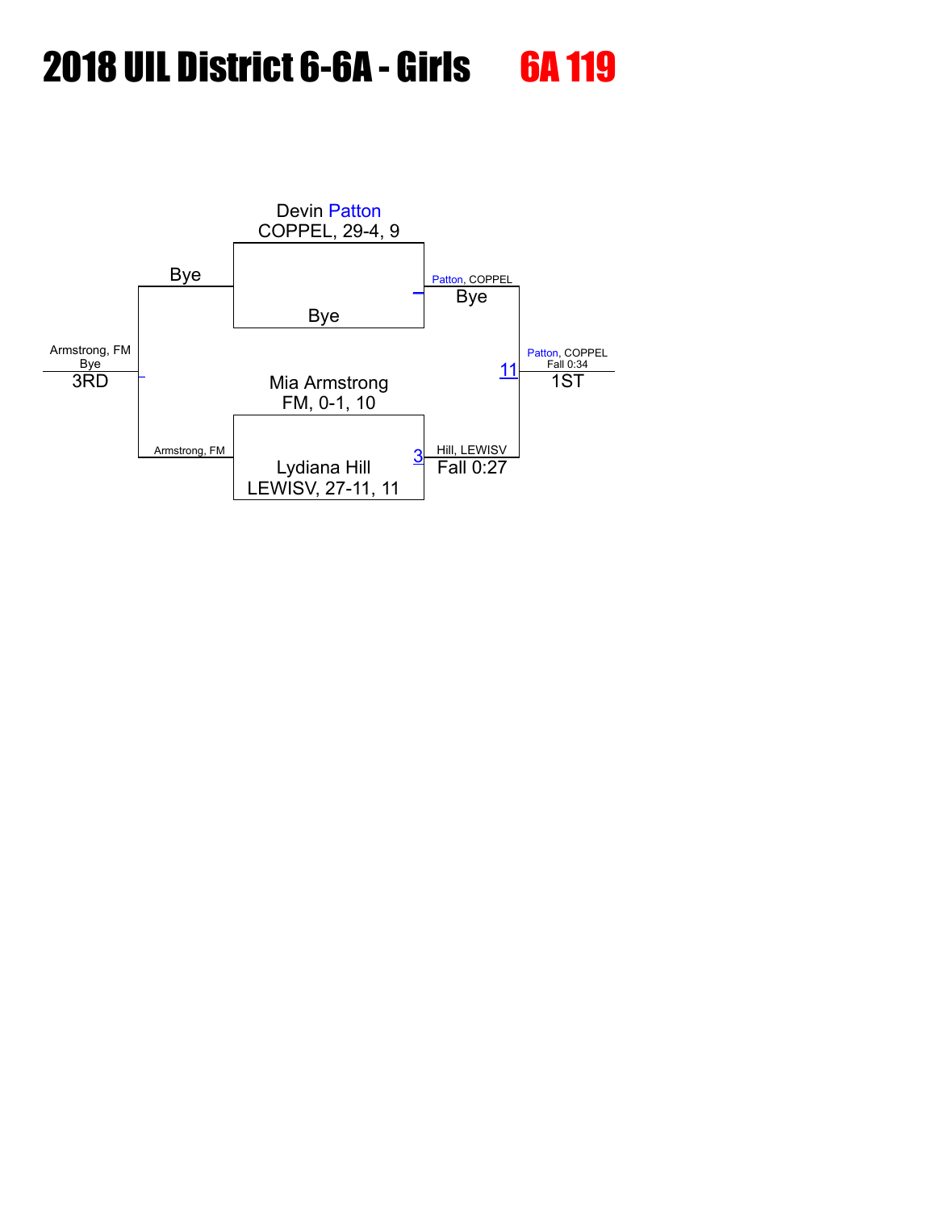# 2018 UIL District 6-6A - Girls 6A 119

Devin Patton
COPPEL, 29-4, 9

Bye

Bye

Patton, COPPEL
Bye

Mia Armstrong
FM, 0-1, 10

Lydiana Hill
LEWISV, 27-11, 11

3

Hill, LEWISV
Fall 0:27

11

Patton, COPPEL
Fall 0:34
1ST

Armstrong, FM

Armstrong, FM
Bye
3RD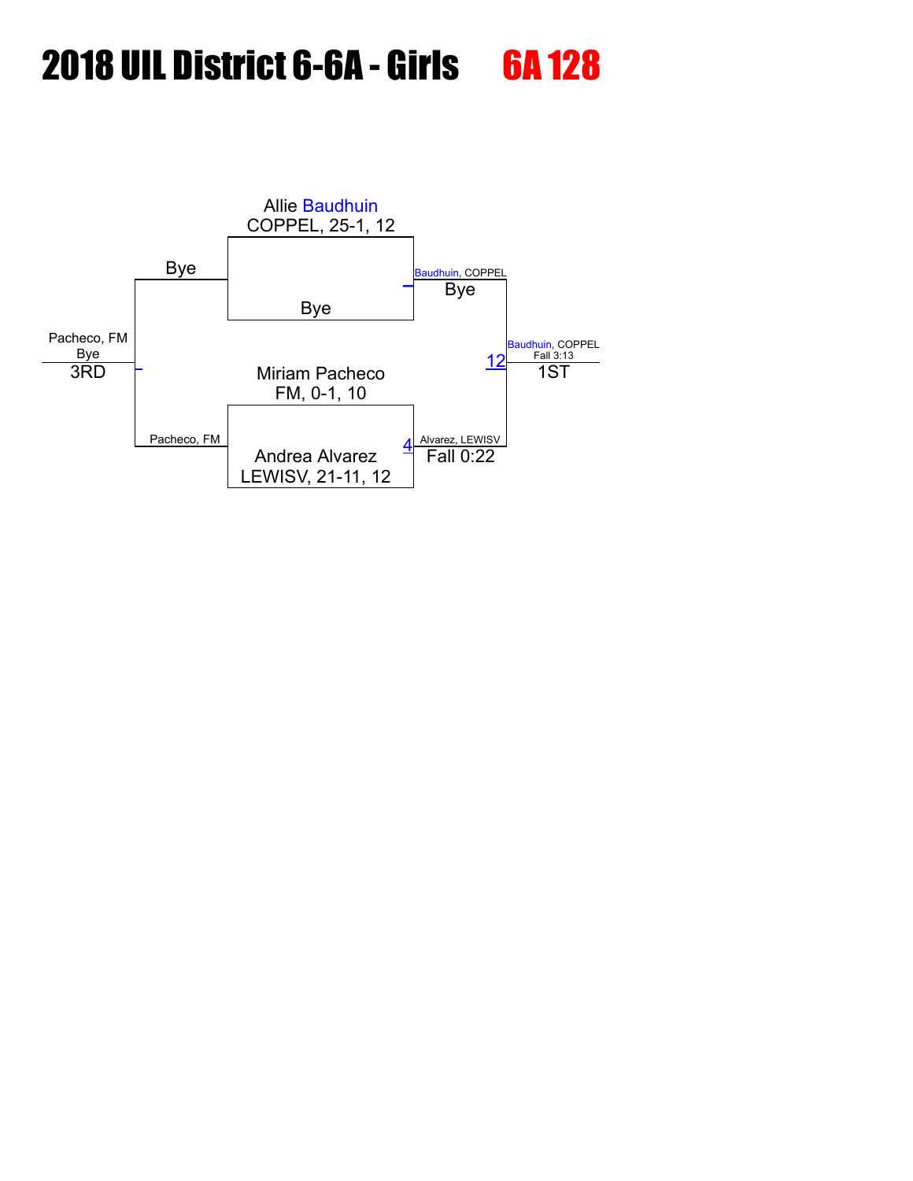# 2018 UIL District 6-6A - Girls

## 6A 128

**Championship bracket**

- Allie Baudhuin, COPPEL, 25-1, 12 vs. Bye → Baudhuin, COPPEL (Bye)
- Miriam Pacheco, FM, 0-1, 10 vs. Andrea Alvarez, LEWISV, 21-11, 12 → Alvarez, LEWISV (Fall 0:22) [4]
- Baudhuin, COPPEL vs. Alvarez, LEWISV → **1ST:** Baudhuin, COPPEL (Fall 3:13) [12]

**Third place bracket**

- Bye vs. Pacheco, FM → **3RD:** Pacheco, FM (Bye)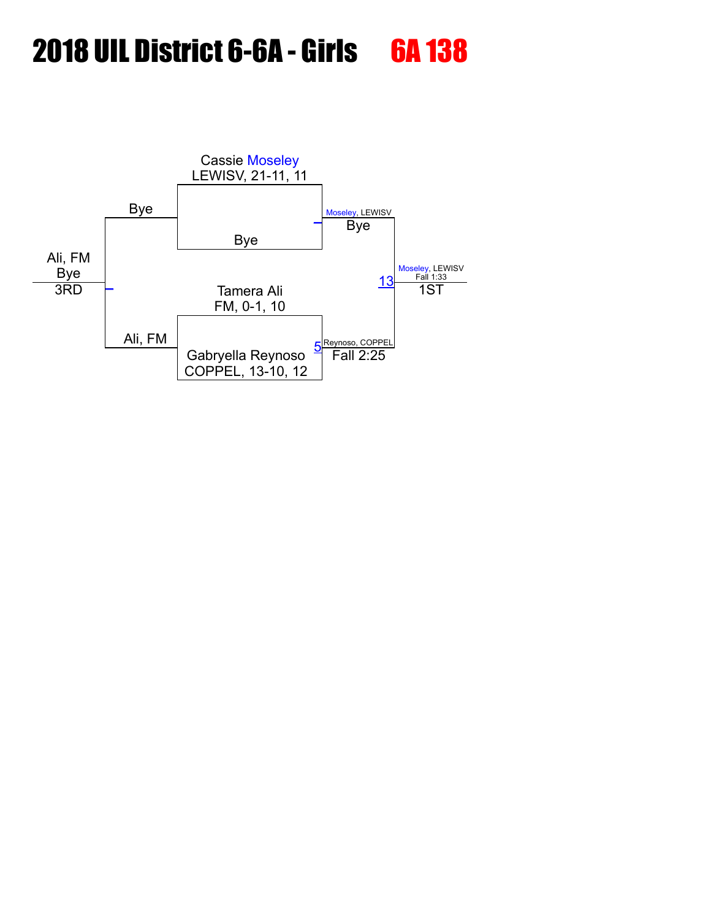# 2018 UIL District 6-6A - Girls 6A 138

Cassie Moseley
LEWISV, 21-11, 11

Bye

Bye

Moseley, LEWISV
Bye

Tamera Ali
FM, 0-1, 10

Ali, FM

Gabryella Reynoso
COPPEL, 13-10, 12

5 Reynoso, COPPEL
Fall 2:25

13

Moseley, LEWISV
Fall 1:33
1ST

Ali, FM
Bye
3RD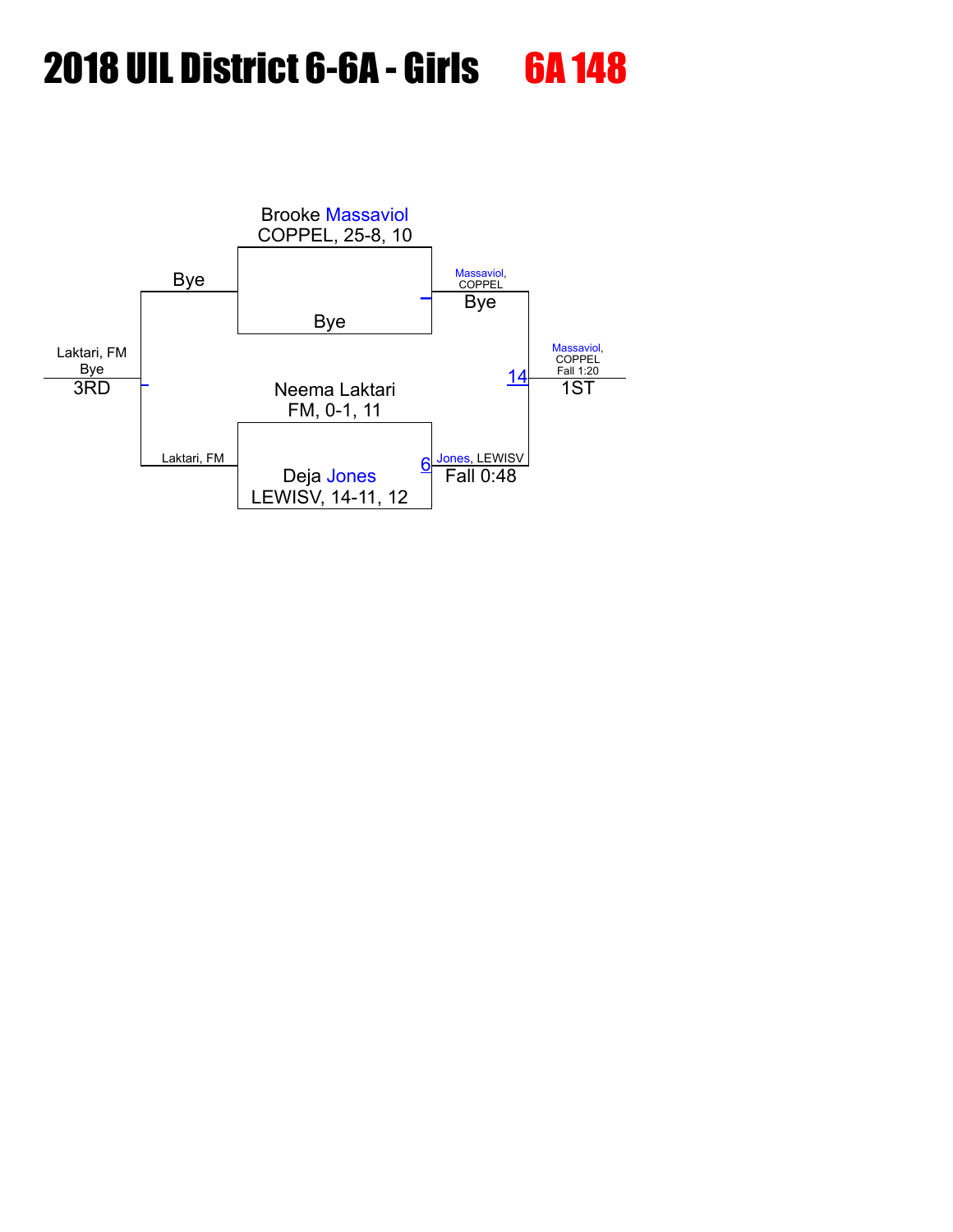# 2018 UIL District 6-6A - Girls 6A 148

Brooke Massaviol
COPPEL, 25-8, 10

Bye

Bye

Massaviol, COPPEL
Bye

Laktari, FM
Bye
3RD

Neema Laktari
FM, 0-1, 11

Laktari, FM

Deja Jones
LEWISV, 14-11, 12

6

Jones, LEWISV
Fall 0:48

14

Massaviol, COPPEL
Fall 1:20
1ST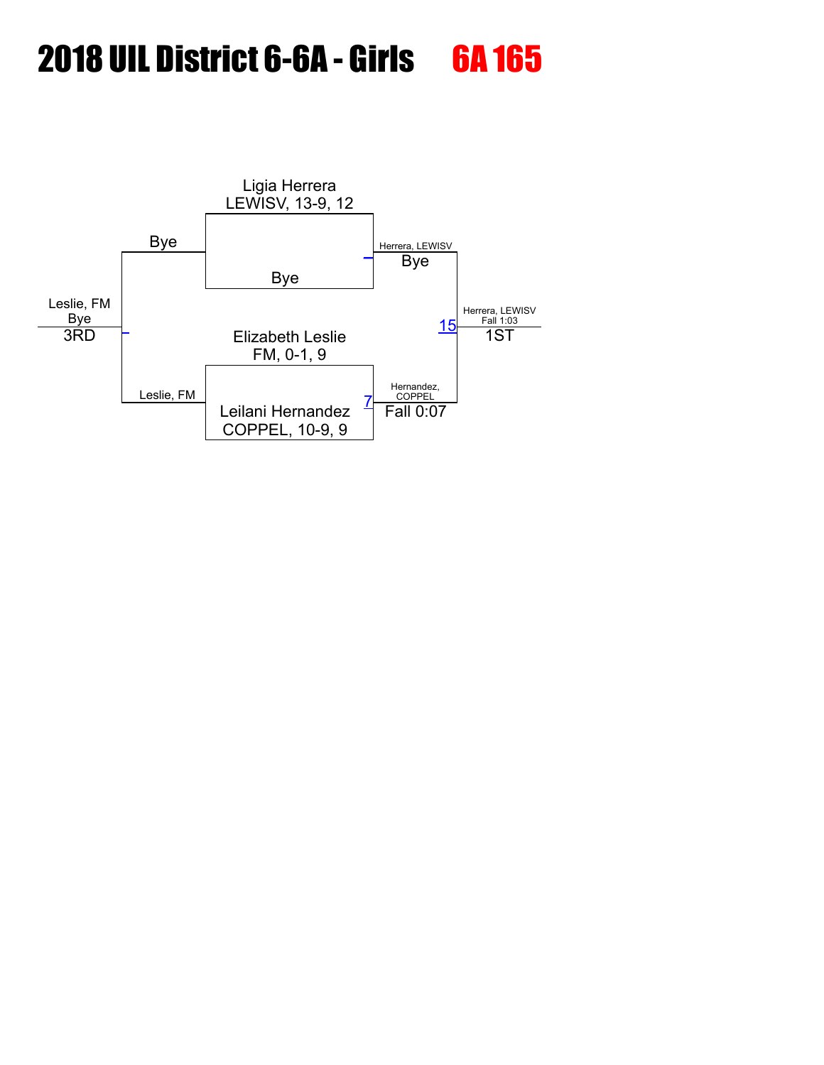# 2018 UIL District 6-6A - Girls 6A 165

**Championship Bracket**

- Ligia Herrera, LEWISV, 13-9, 12
- Bye

Herrera, LEWISV — Bye

- Elizabeth Leslie, FM, 0-1, 9
- Leilani Hernandez, COPPEL, 10-9, 9

7 — Hernandez, COPPEL — Fall 0:07

15 — Herrera, LEWISV — Fall 1:03 — 1ST

**Third Place**

- Bye
- Leslie, FM

Leslie, FM — Bye — 3RD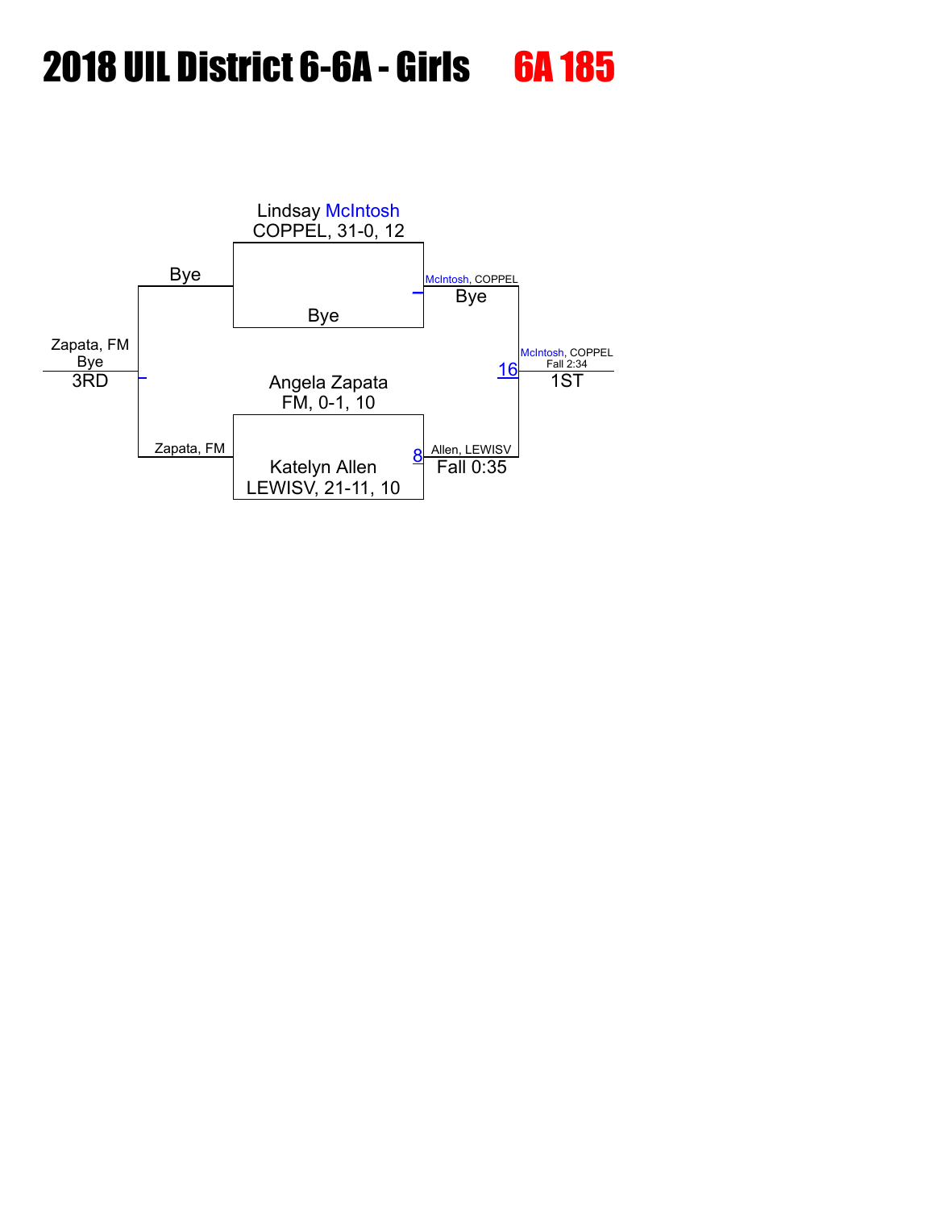# 2018 UIL District 6-6A - Girls 6A 185

Lindsay McIntosh
COPPEL, 31-0, 12

Bye

Bye

McIntosh, COPPEL
Bye

Zapata, FM
Bye
3RD

Angela Zapata
FM, 0-1, 10

Zapata, FM

Katelyn Allen
LEWISV, 21-11, 10

8

Allen, LEWISV
Fall 0:35

16

McIntosh, COPPEL
Fall 2:34
1ST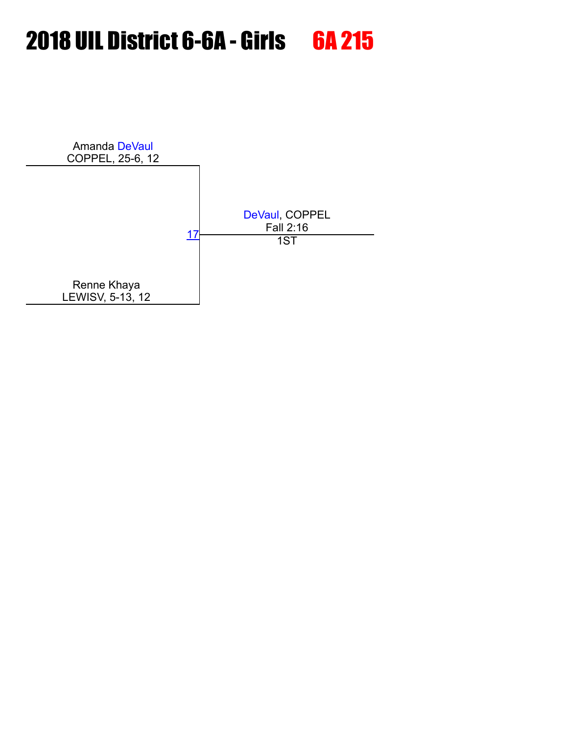# 2018 UIL District 6-6A - Girls 6A 215

Amanda DeVaul
COPPEL, 25-6, 12

17

DeVaul, COPPEL
Fall 2:16
1ST

Renne Khaya
LEWISV, 5-13, 12